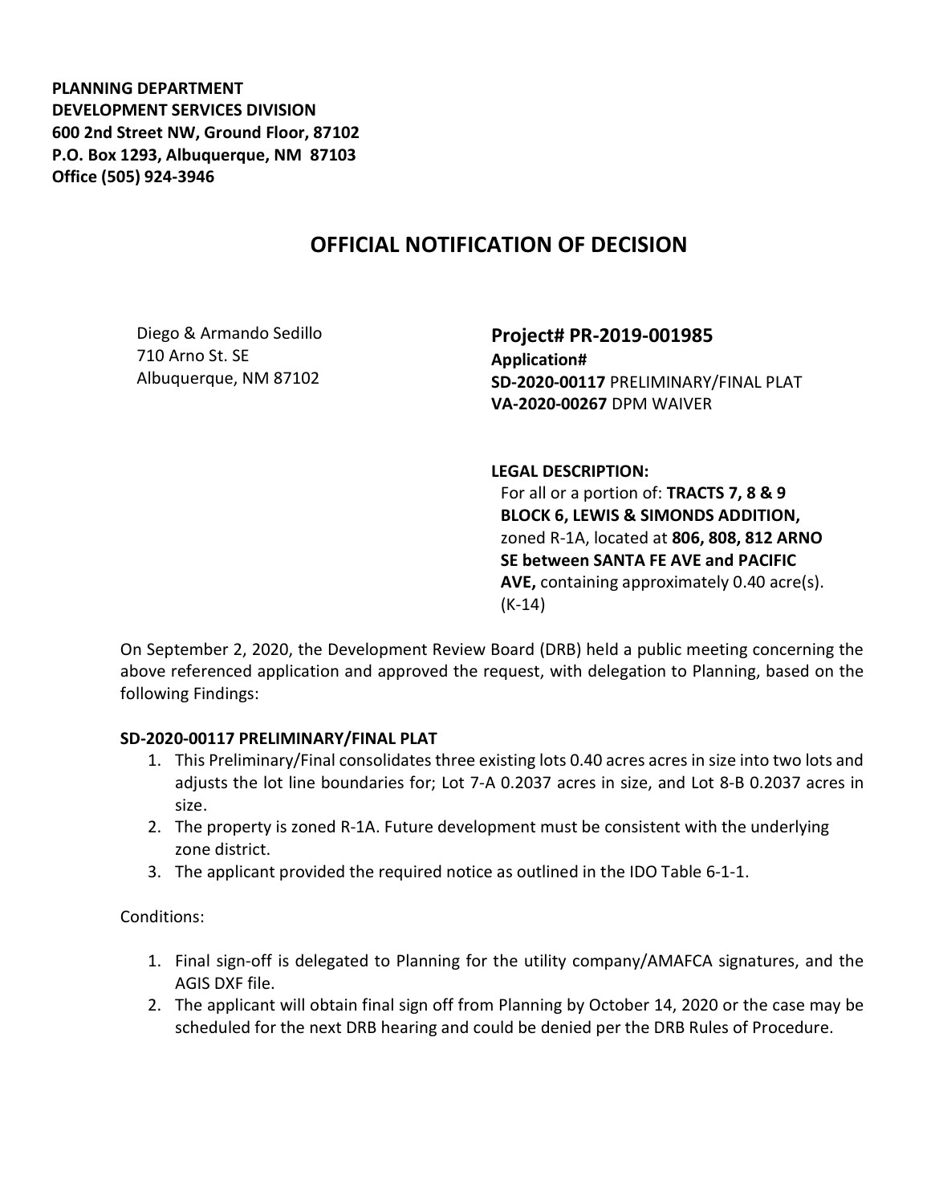**PLANNING DEPARTMENT**
**DEVELOPMENT SERVICES DIVISION**
**600 2nd Street NW, Ground Floor, 87102**
**P.O. Box 1293, Albuquerque, NM 87103**
**Office (505) 924-3946**

# OFFICIAL NOTIFICATION OF DECISION

Diego & Armando Sedillo
710 Arno St. SE
Albuquerque, NM 87102

**Project# PR-2019-001985**
**Application#**
**SD-2020-00117** PRELIMINARY/FINAL PLAT
**VA-2020-00267** DPM WAIVER

**LEGAL DESCRIPTION:**
For all or a portion of: **TRACTS 7, 8 & 9 BLOCK 6, LEWIS & SIMONDS ADDITION,** zoned R-1A, located at **806, 808, 812 ARNO SE between SANTA FE AVE and PACIFIC AVE,** containing approximately 0.40 acre(s). (K-14)

On September 2, 2020, the Development Review Board (DRB) held a public meeting concerning the above referenced application and approved the request, with delegation to Planning, based on the following Findings:

**SD-2020-00117 PRELIMINARY/FINAL PLAT**

1. This Preliminary/Final consolidates three existing lots 0.40 acres acres in size into two lots and adjusts the lot line boundaries for; Lot 7-A 0.2037 acres in size, and Lot 8-B 0.2037 acres in size.
2. The property is zoned R-1A. Future development must be consistent with the underlying zone district.
3. The applicant provided the required notice as outlined in the IDO Table 6-1-1.

Conditions:

1. Final sign-off is delegated to Planning for the utility company/AMAFCA signatures, and the AGIS DXF file.
2. The applicant will obtain final sign off from Planning by October 14, 2020 or the case may be scheduled for the next DRB hearing and could be denied per the DRB Rules of Procedure.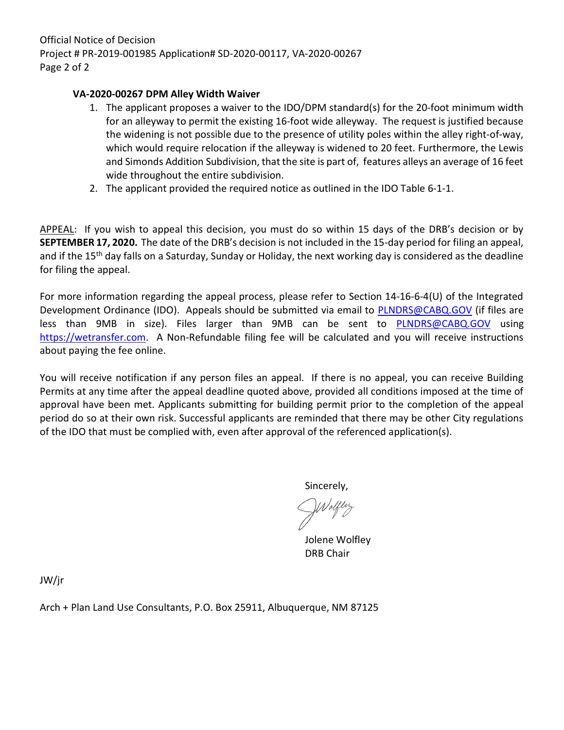**VA-2020-00267 DPM Alley Width Waiver**

1. The applicant proposes a waiver to the IDO/DPM standard(s) for the 20-foot minimum width for an alleyway to permit the existing 16-foot wide alleyway. The request is justified because the widening is not possible due to the presence of utility poles within the alley right-of-way, which would require relocation if the alleyway is widened to 20 feet. Furthermore, the Lewis and Simonds Addition Subdivision, that the site is part of, features alleys an average of 16 feet wide throughout the entire subdivision.
2. The applicant provided the required notice as outlined in the IDO Table 6-1-1.

APPEAL: If you wish to appeal this decision, you must do so within 15 days of the DRB's decision or by **SEPTEMBER 17, 2020.** The date of the DRB's decision is not included in the 15-day period for filing an appeal, and if the 15th day falls on a Saturday, Sunday or Holiday, the next working day is considered as the deadline for filing the appeal.

For more information regarding the appeal process, please refer to Section 14-16-6-4(U) of the Integrated Development Ordinance (IDO). Appeals should be submitted via email to PLNDRS@CABQ.GOV (if files are less than 9MB in size). Files larger than 9MB can be sent to PLNDRS@CABQ.GOV using https://wetransfer.com. A Non-Refundable filing fee will be calculated and you will receive instructions about paying the fee online.

You will receive notification if any person files an appeal. If there is no appeal, you can receive Building Permits at any time after the appeal deadline quoted above, provided all conditions imposed at the time of approval have been met. Applicants submitting for building permit prior to the completion of the appeal period do so at their own risk. Successful applicants are reminded that there may be other City regulations of the IDO that must be complied with, even after approval of the referenced application(s).

Sincerely,

Jolene Wolfley
DRB Chair

JW/jr

Arch + Plan Land Use Consultants, P.O. Box 25911, Albuquerque, NM 87125